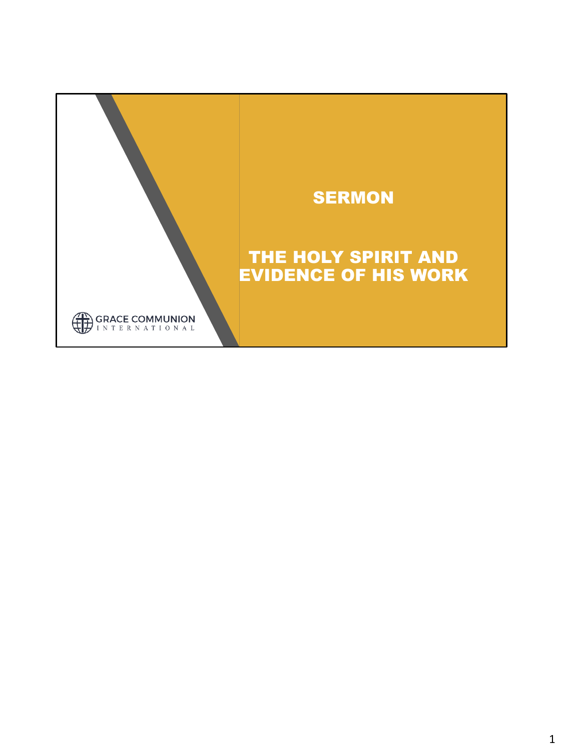# SERMON

## THE HOLY SPIRIT AND EVIDENCE OF HIS WORK

GRACE COMMUNION INTERNATIONAL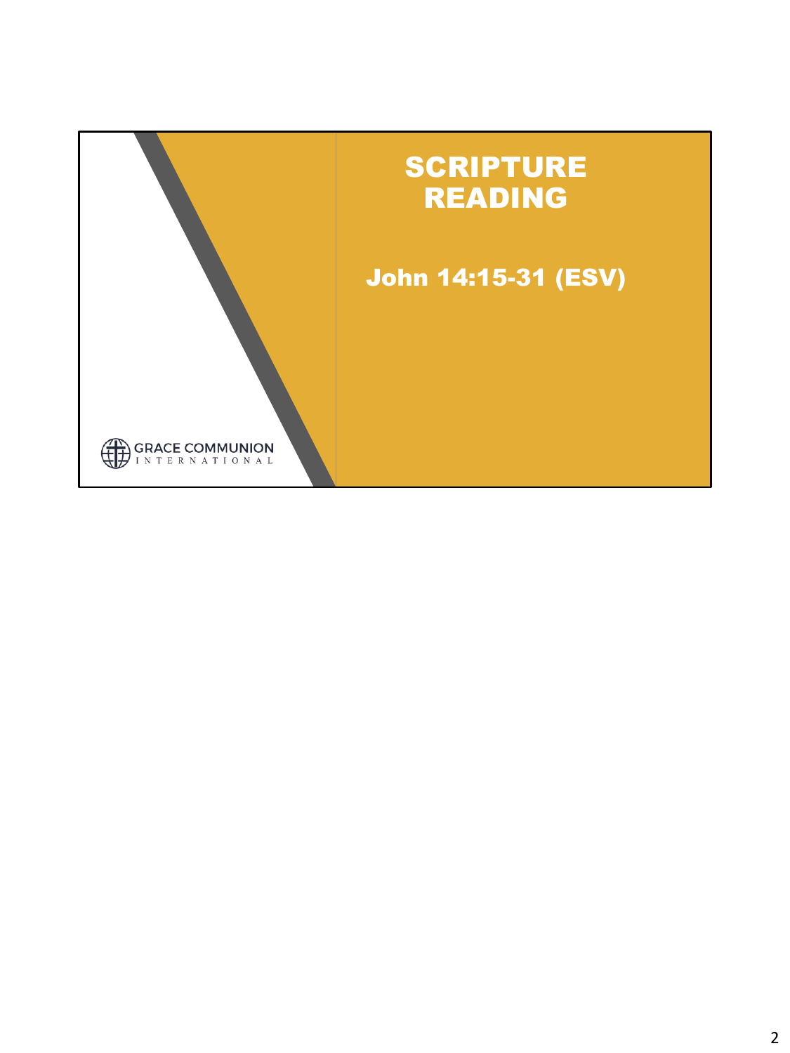# SCRIPTURE READING

John 14:15-31 (ESV)

GRACE COMMUNION INTERNATIONAL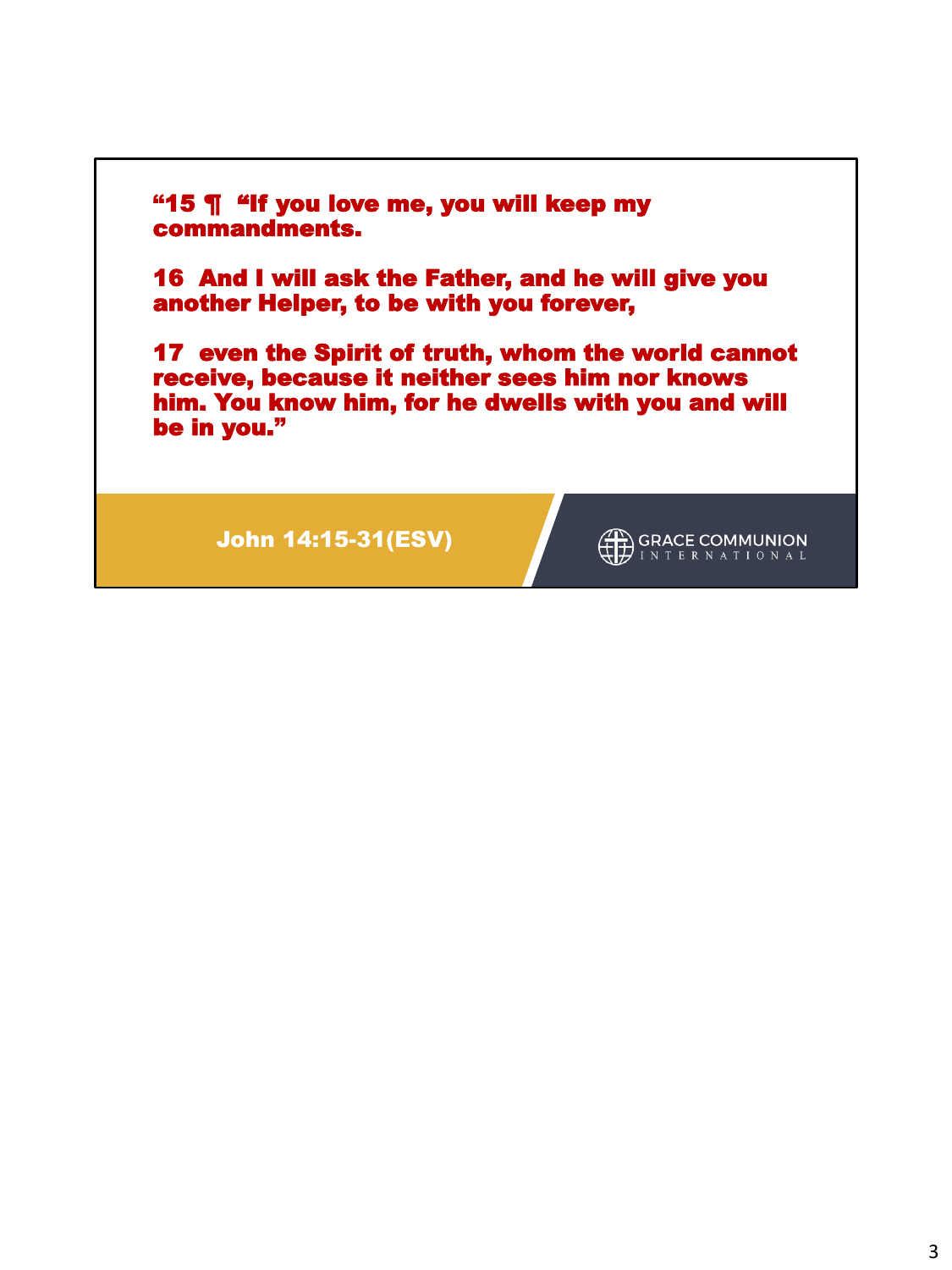"15 ¶ "If you love me, you will keep my commandments.

16 And I will ask the Father, and he will give you another Helper, to be with you forever,

17 even the Spirit of truth, whom the world cannot receive, because it neither sees him nor knows him. You know him, for he dwells with you and will be in you."

John 14:15-31(ESV)

GRACE COMMUNION INTERNATIONAL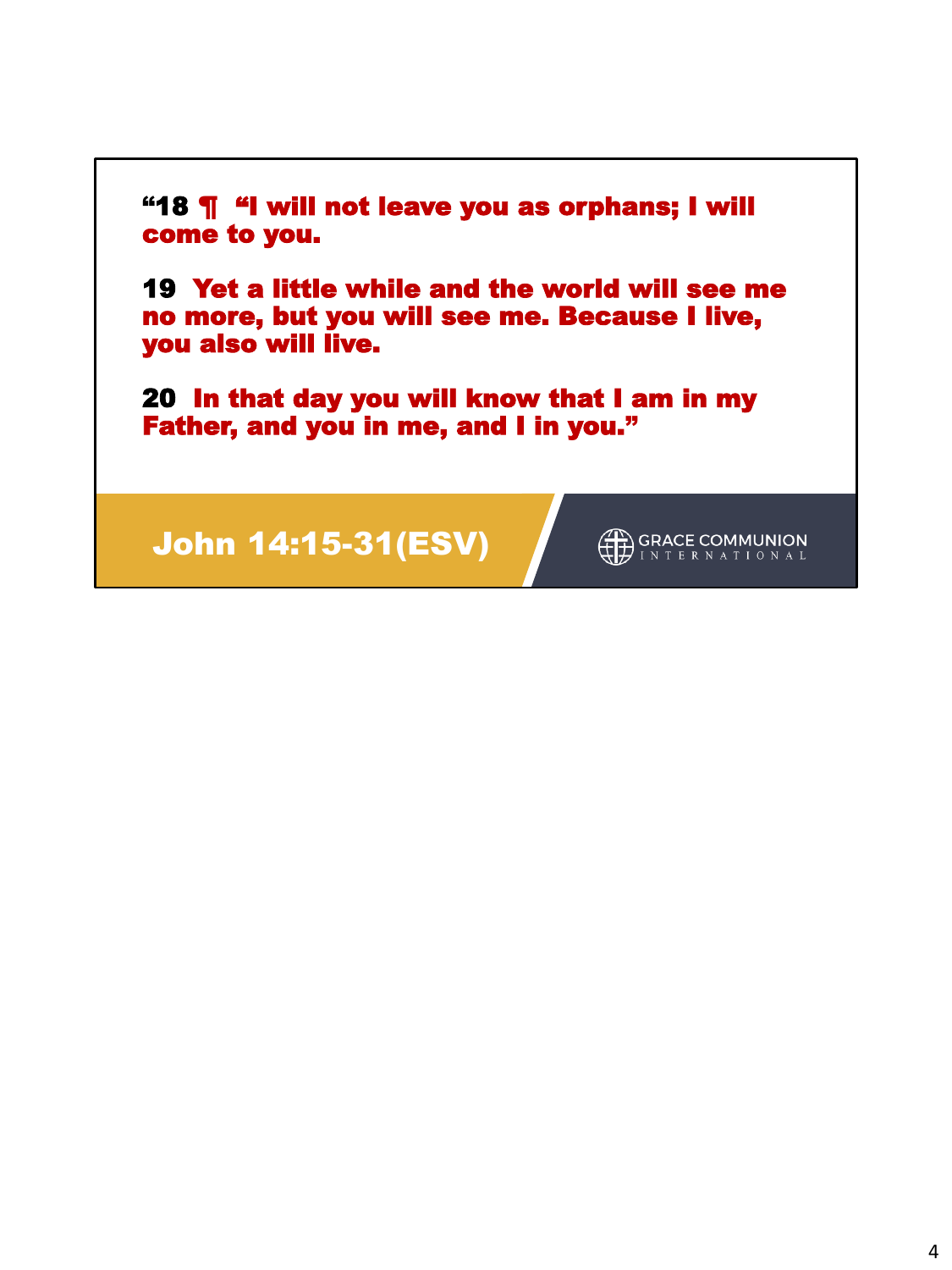**“18 ¶ “I will not leave you as orphans; I will come to you.**

**19 Yet a little while and the world will see me no more, but you will see me. Because I live, you also will live.**

**20 In that day you will know that I am in my Father, and you in me, and I in you.”**

**John 14:15-31(ESV)**

GRACE COMMUNION INTERNATIONAL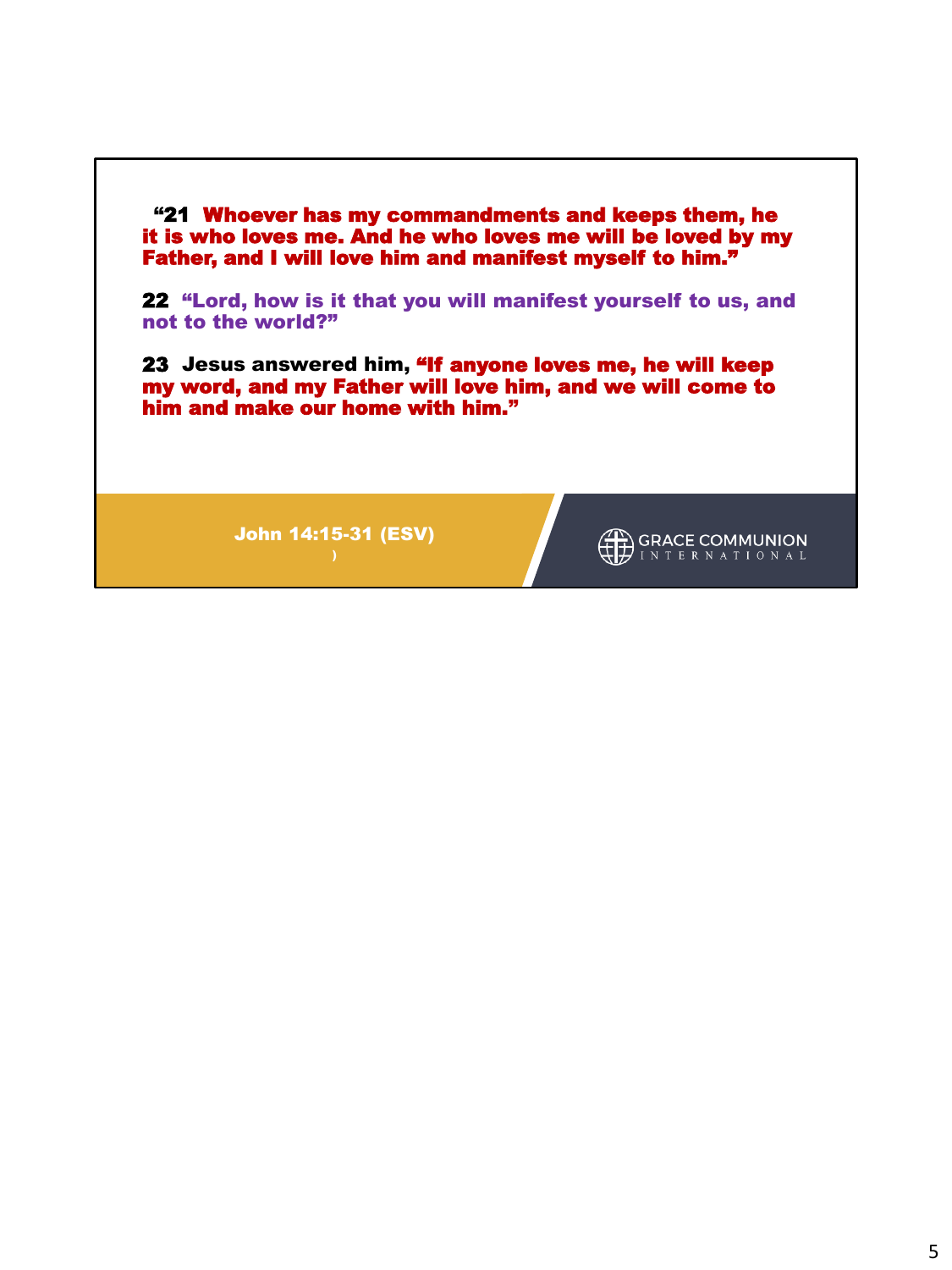"**21** Whoever has my commandments and keeps them, he it is who loves me. And he who loves me will be loved by my Father, and I will love him and manifest myself to him."

**22** "Lord, how is it that you will manifest yourself to us, and not to the world?"

**23** Jesus answered him, "If anyone loves me, he will keep my word, and my Father will love him, and we will come to him and make our home with him."

**John 14:15-31 (ESV)**
)

GRACE COMMUNION INTERNATIONAL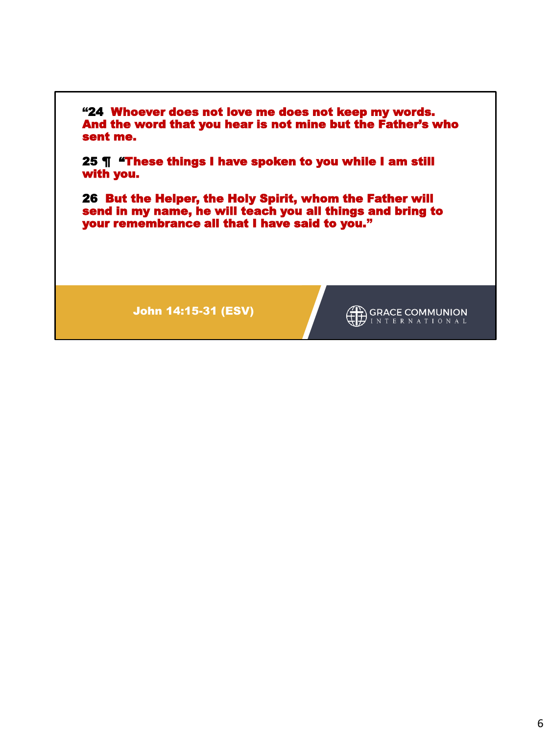**“24 Whoever does not love me does not keep my words. And the word that you hear is not mine but the Father’s who sent me.**

**25 ¶ “These things I have spoken to you while I am still with you.**

**26 But the Helper, the Holy Spirit, whom the Father will send in my name, he will teach you all things and bring to your remembrance all that I have said to you.”**

**John 14:15-31 (ESV)**

GRACE COMMUNION INTERNATIONAL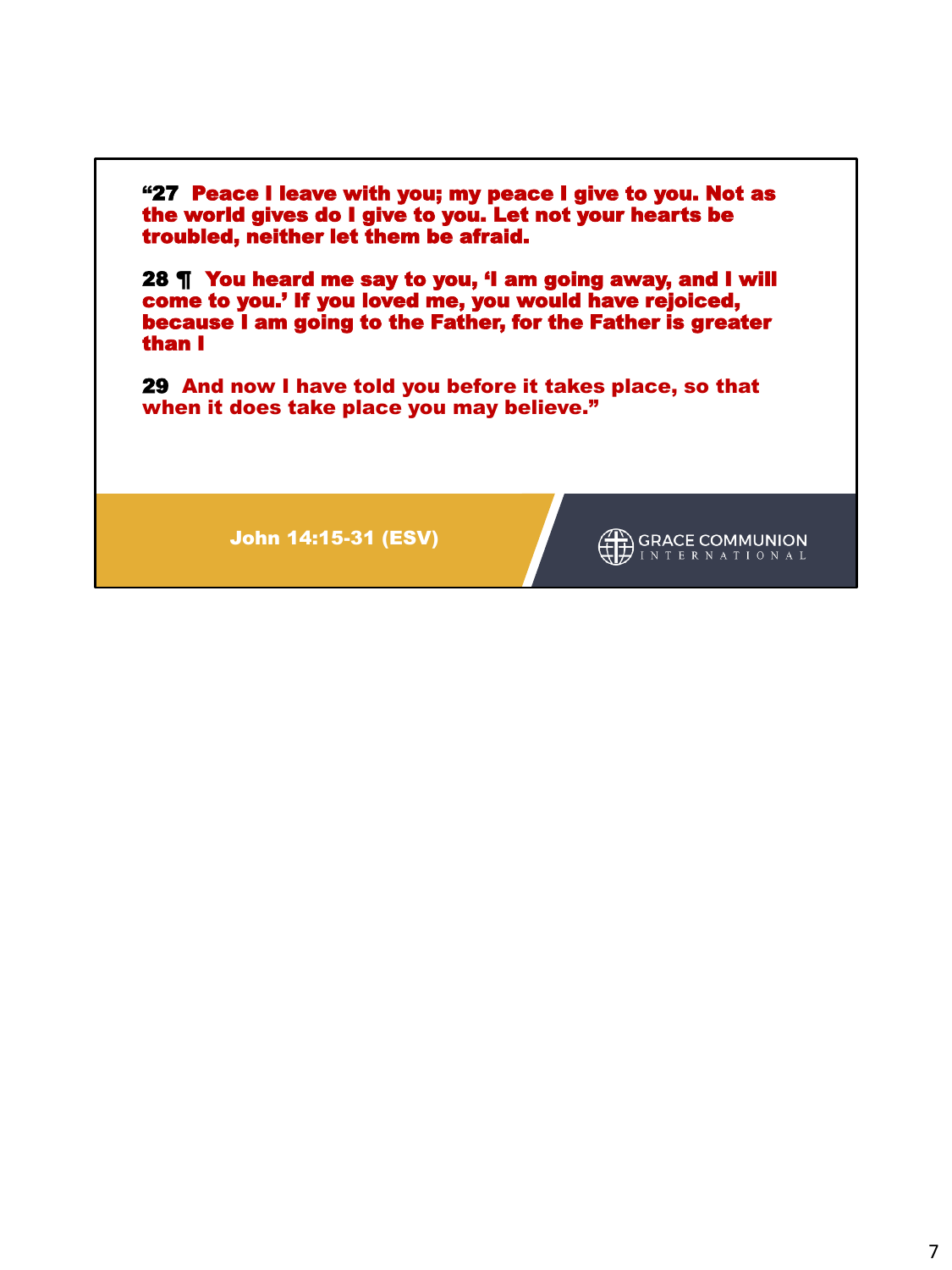“27 **Peace I leave with you; my peace I give to you. Not as the world gives do I give to you. Let not your hearts be troubled, neither let them be afraid.**

28 ¶ **You heard me say to you, ‘I am going away, and I will come to you.’ If you loved me, you would have rejoiced, because I am going to the Father, for the Father is greater than I**

29 **And now I have told you before it takes place, so that when it does take place you may believe.”**

**John 14:15-31 (ESV)**

GRACE COMMUNION INTERNATIONAL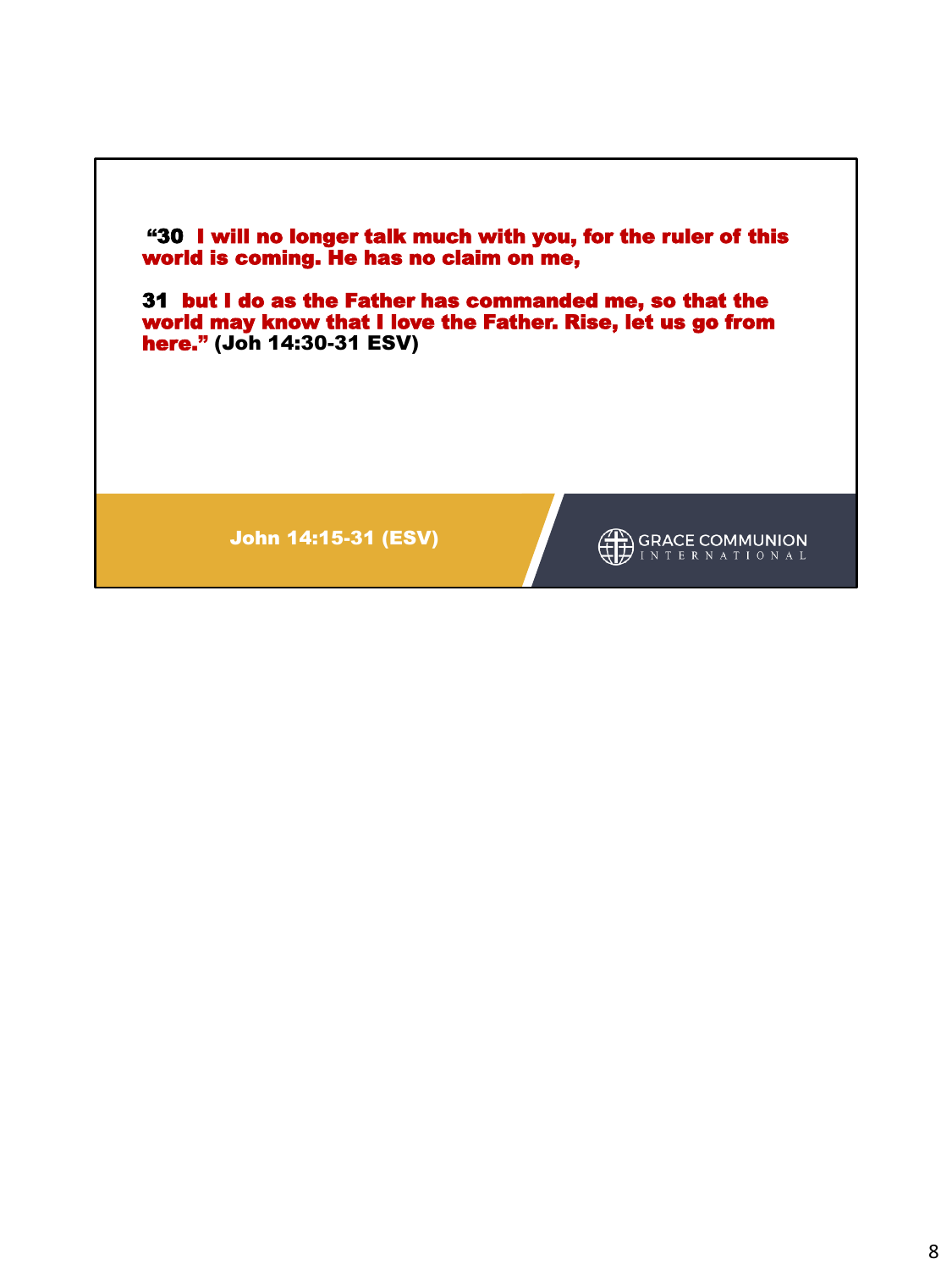**“30 I will no longer talk much with you, for the ruler of this world is coming. He has no claim on me,**

**31 but I do as the Father has commanded me, so that the world may know that I love the Father. Rise, let us go from here.” (Joh 14:30-31 ESV)**

**John 14:15-31 (ESV)**

GRACE COMMUNION INTERNATIONAL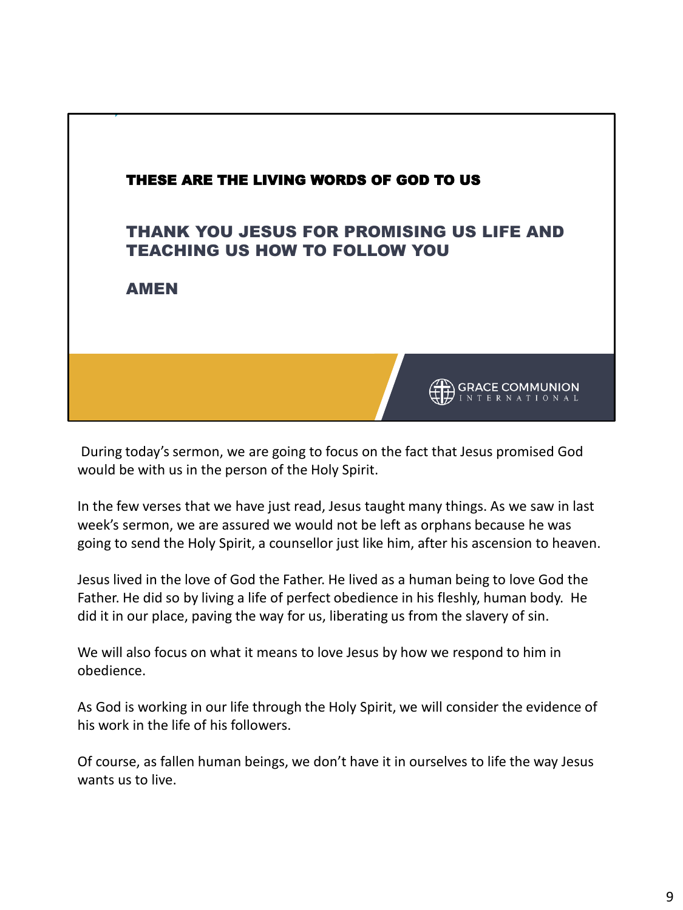**THESE ARE THE LIVING WORDS OF GOD TO US**

**THANK YOU JESUS FOR PROMISING US LIFE AND TEACHING US HOW TO FOLLOW YOU**

**AMEN**

GRACE COMMUNION INTERNATIONAL

During today's sermon, we are going to focus on the fact that Jesus promised God would be with us in the person of the Holy Spirit.

In the few verses that we have just read, Jesus taught many things. As we saw in last week's sermon, we are assured we would not be left as orphans because he was going to send the Holy Spirit, a counsellor just like him, after his ascension to heaven.

Jesus lived in the love of God the Father. He lived as a human being to love God the Father. He did so by living a life of perfect obedience in his fleshly, human body. He did it in our place, paving the way for us, liberating us from the slavery of sin.

We will also focus on what it means to love Jesus by how we respond to him in obedience.

As God is working in our life through the Holy Spirit, we will consider the evidence of his work in the life of his followers.

Of course, as fallen human beings, we don't have it in ourselves to life the way Jesus wants us to live.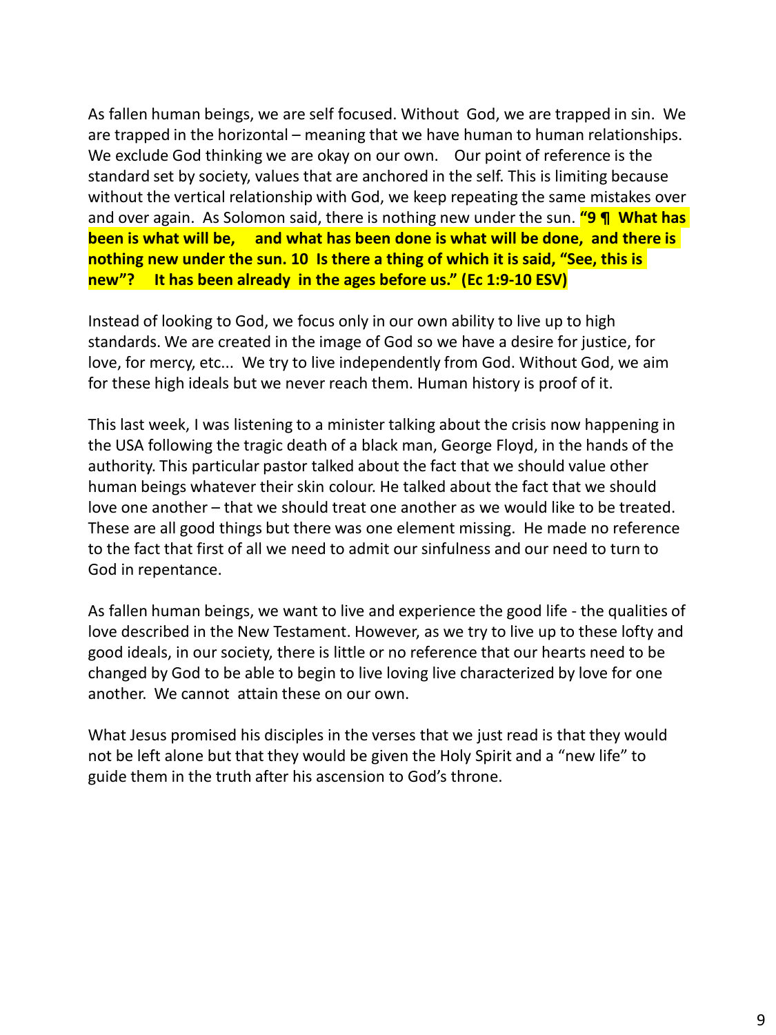As fallen human beings, we are self focused. Without God, we are trapped in sin. We are trapped in the horizontal – meaning that we have human to human relationships. We exclude God thinking we are okay on our own. Our point of reference is the standard set by society, values that are anchored in the self. This is limiting because without the vertical relationship with God, we keep repeating the same mistakes over and over again. As Solomon said, there is nothing new under the sun. **"9 ¶ What has been is what will be, and what has been done is what will be done, and there is nothing new under the sun. 10 Is there a thing of which it is said, "See, this is new"? It has been already in the ages before us." (Ec 1:9-10 ESV)**

Instead of looking to God, we focus only in our own ability to live up to high standards. We are created in the image of God so we have a desire for justice, for love, for mercy, etc... We try to live independently from God. Without God, we aim for these high ideals but we never reach them. Human history is proof of it.

This last week, I was listening to a minister talking about the crisis now happening in the USA following the tragic death of a black man, George Floyd, in the hands of the authority. This particular pastor talked about the fact that we should value other human beings whatever their skin colour. He talked about the fact that we should love one another – that we should treat one another as we would like to be treated. These are all good things but there was one element missing. He made no reference to the fact that first of all we need to admit our sinfulness and our need to turn to God in repentance.

As fallen human beings, we want to live and experience the good life - the qualities of love described in the New Testament. However, as we try to live up to these lofty and good ideals, in our society, there is little or no reference that our hearts need to be changed by God to be able to begin to live loving live characterized by love for one another. We cannot attain these on our own.

What Jesus promised his disciples in the verses that we just read is that they would not be left alone but that they would be given the Holy Spirit and a "new life" to guide them in the truth after his ascension to God's throne.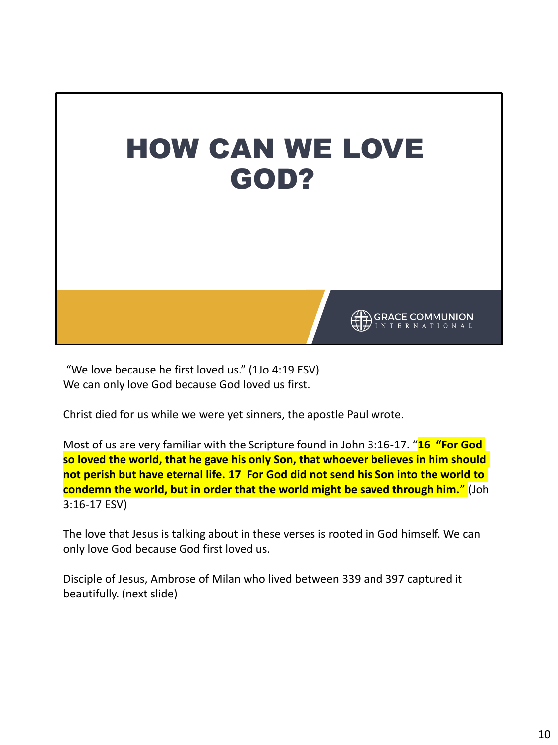# HOW CAN WE LOVE GOD?

GRACE COMMUNION INTERNATIONAL

"We love because he first loved us." (1Jo 4:19 ESV)
We can only love God because God loved us first.

Christ died for us while we were yet sinners, the apostle Paul wrote.

Most of us are very familiar with the Scripture found in John 3:16-17. "**16 "For God so loved the world, that he gave his only Son, that whoever believes in him should not perish but have eternal life. 17 For God did not send his Son into the world to condemn the world, but in order that the world might be saved through him.**" (Joh 3:16-17 ESV)

The love that Jesus is talking about in these verses is rooted in God himself. We can only love God because God first loved us.

Disciple of Jesus, Ambrose of Milan who lived between 339 and 397 captured it beautifully. (next slide)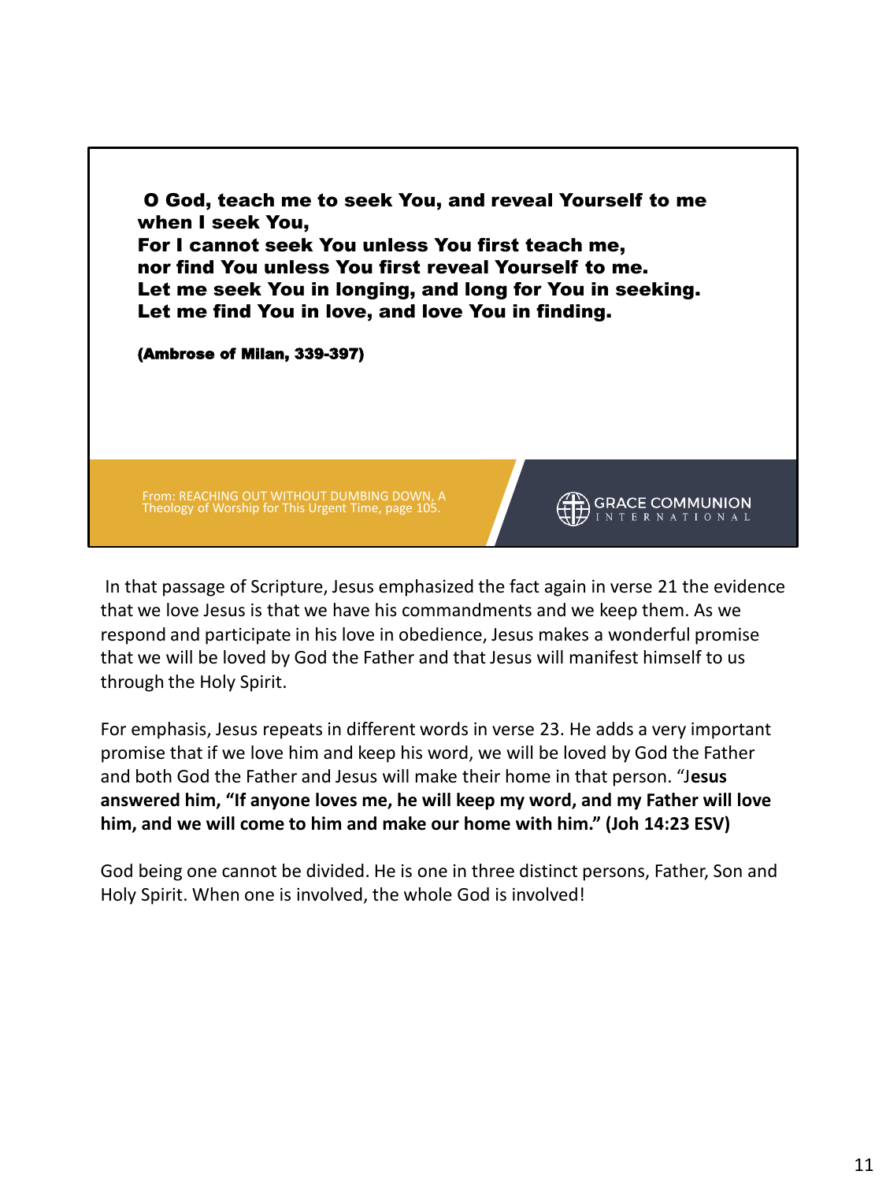**O God, teach me to seek You, and reveal Yourself to me when I seek You,**
**For I cannot seek You unless You first teach me,**
**nor find You unless You first reveal Yourself to me.**
**Let me seek You in longing, and long for You in seeking.**
**Let me find You in love, and love You in finding.**

**(Ambrose of Milan, 339-397)**

From: REACHING OUT WITHOUT DUMBING DOWN, A Theology of Worship for This Urgent Time, page 105.

GRACE COMMUNION INTERNATIONAL

In that passage of Scripture, Jesus emphasized the fact again in verse 21 the evidence that we love Jesus is that we have his commandments and we keep them. As we respond and participate in his love in obedience, Jesus makes a wonderful promise that we will be loved by God the Father and that Jesus will manifest himself to us through the Holy Spirit.

For emphasis, Jesus repeats in different words in verse 23. He adds a very important promise that if we love him and keep his word, we will be loved by God the Father and both God the Father and Jesus will make their home in that person. "J**esus answered him, "If anyone loves me, he will keep my word, and my Father will love him, and we will come to him and make our home with him." (Joh 14:23 ESV)**

God being one cannot be divided. He is one in three distinct persons, Father, Son and Holy Spirit. When one is involved, the whole God is involved!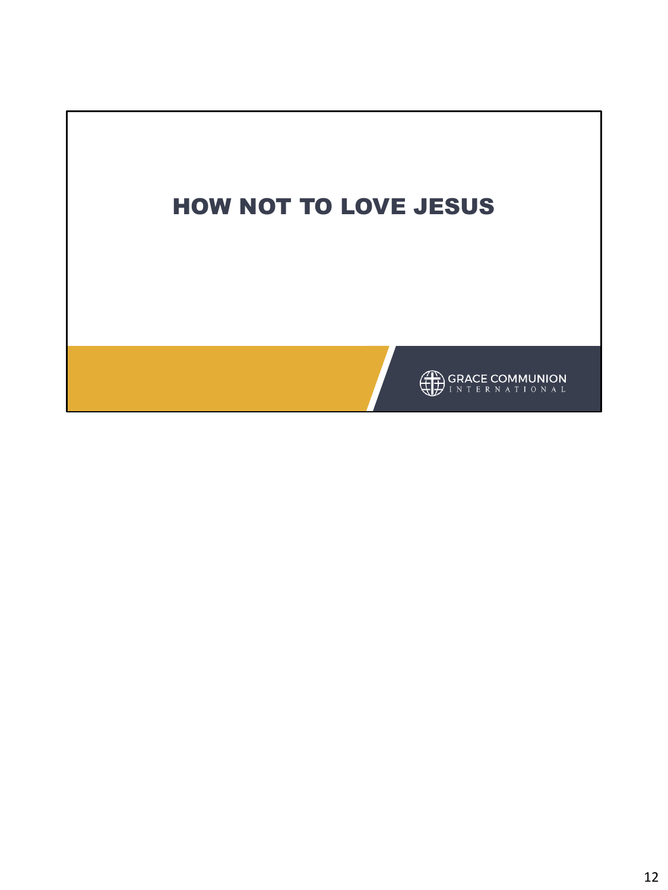# HOW NOT TO LOVE JESUS

GRACE COMMUNION INTERNATIONAL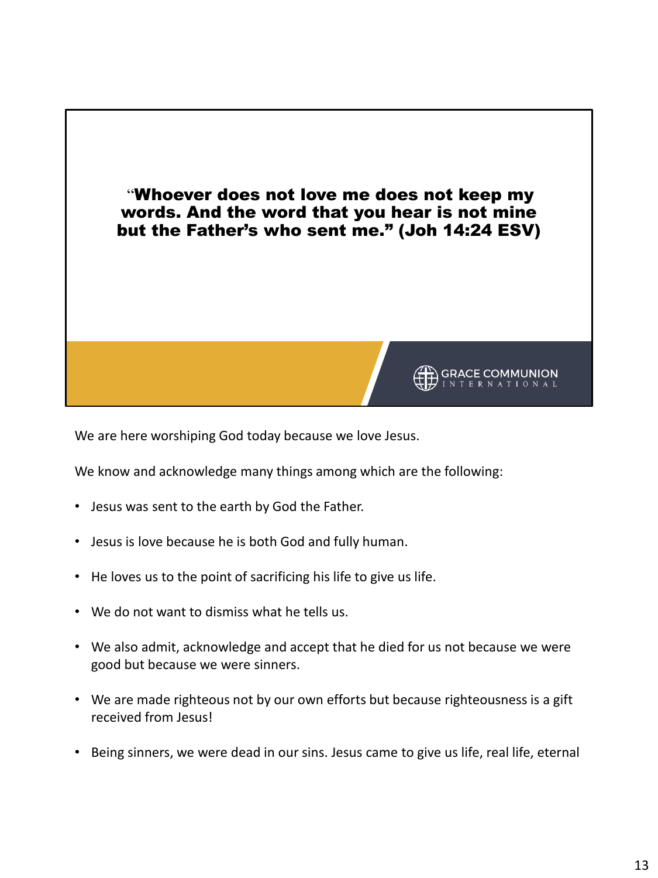**“Whoever does not love me does not keep my words. And the word that you hear is not mine but the Father’s who sent me.” (Joh 14:24 ESV)**

GRACE COMMUNION INTERNATIONAL

We are here worshiping God today because we love Jesus.

We know and acknowledge many things among which are the following:

- Jesus was sent to the earth by God the Father.
- Jesus is love because he is both God and fully human.
- He loves us to the point of sacrificing his life to give us life.
- We do not want to dismiss what he tells us.
- We also admit, acknowledge and accept that he died for us not because we were good but because we were sinners.
- We are made righteous not by our own efforts but because righteousness is a gift received from Jesus!
- Being sinners, we were dead in our sins. Jesus came to give us life, real life, eternal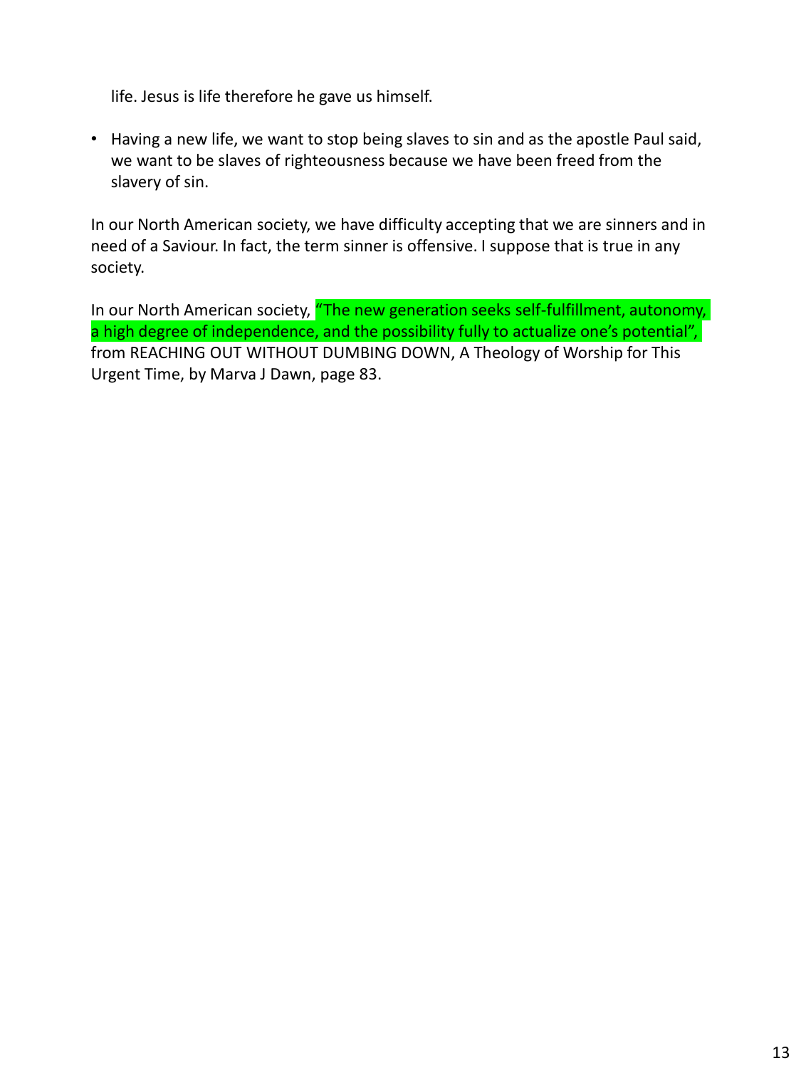life. Jesus is life therefore he gave us himself.

- Having a new life, we want to stop being slaves to sin and as the apostle Paul said, we want to be slaves of righteousness because we have been freed from the slavery of sin.

In our North American society, we have difficulty accepting that we are sinners and in need of a Saviour. In fact, the term sinner is offensive. I suppose that is true in any society.

In our North American society, "The new generation seeks self-fulfillment, autonomy, a high degree of independence, and the possibility fully to actualize one's potential", from REACHING OUT WITHOUT DUMBING DOWN, A Theology of Worship for This Urgent Time, by Marva J Dawn, page 83.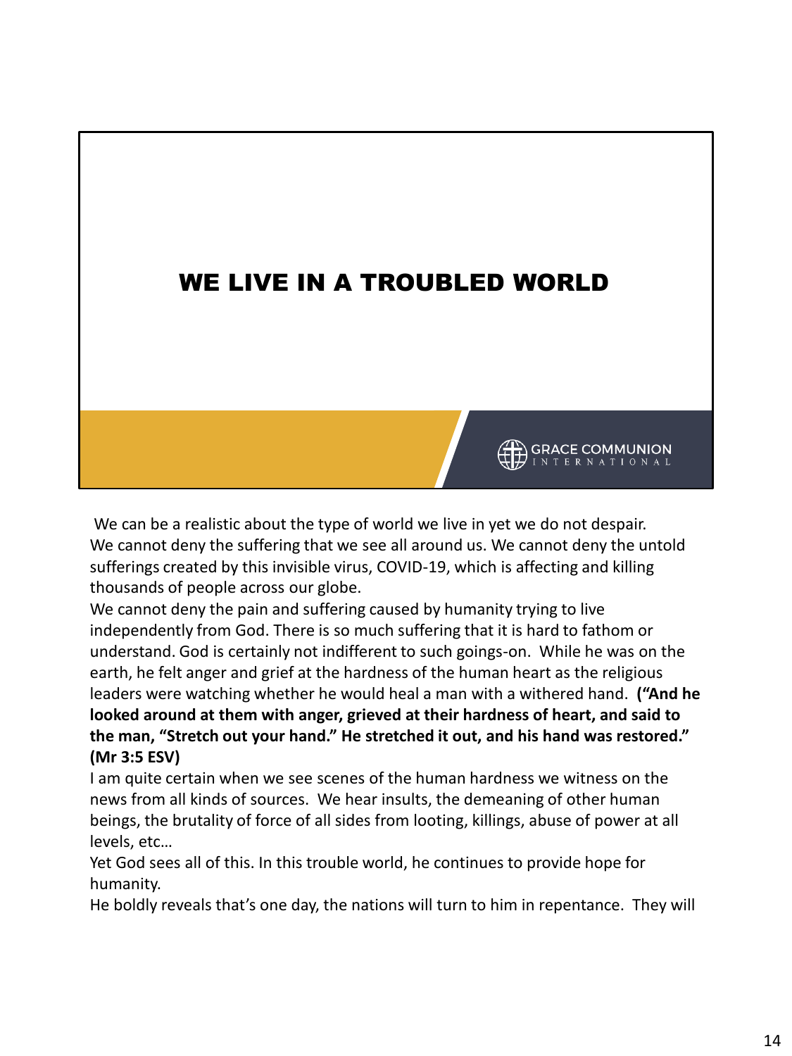# WE LIVE IN A TROUBLED WORLD

GRACE COMMUNION INTERNATIONAL

We can be a realistic about the type of world we live in yet we do not despair. We cannot deny the suffering that we see all around us. We cannot deny the untold sufferings created by this invisible virus, COVID-19, which is affecting and killing thousands of people across our globe.

We cannot deny the pain and suffering caused by humanity trying to live independently from God. There is so much suffering that it is hard to fathom or understand. God is certainly not indifferent to such goings-on. While he was on the earth, he felt anger and grief at the hardness of the human heart as the religious leaders were watching whether he would heal a man with a withered hand. **("And he looked around at them with anger, grieved at their hardness of heart, and said to the man, "Stretch out your hand." He stretched it out, and his hand was restored." (Mr 3:5 ESV)**

I am quite certain when we see scenes of the human hardness we witness on the news from all kinds of sources. We hear insults, the demeaning of other human beings, the brutality of force of all sides from looting, killings, abuse of power at all levels, etc…

Yet God sees all of this. In this trouble world, he continues to provide hope for humanity.

He boldly reveals that's one day, the nations will turn to him in repentance. They will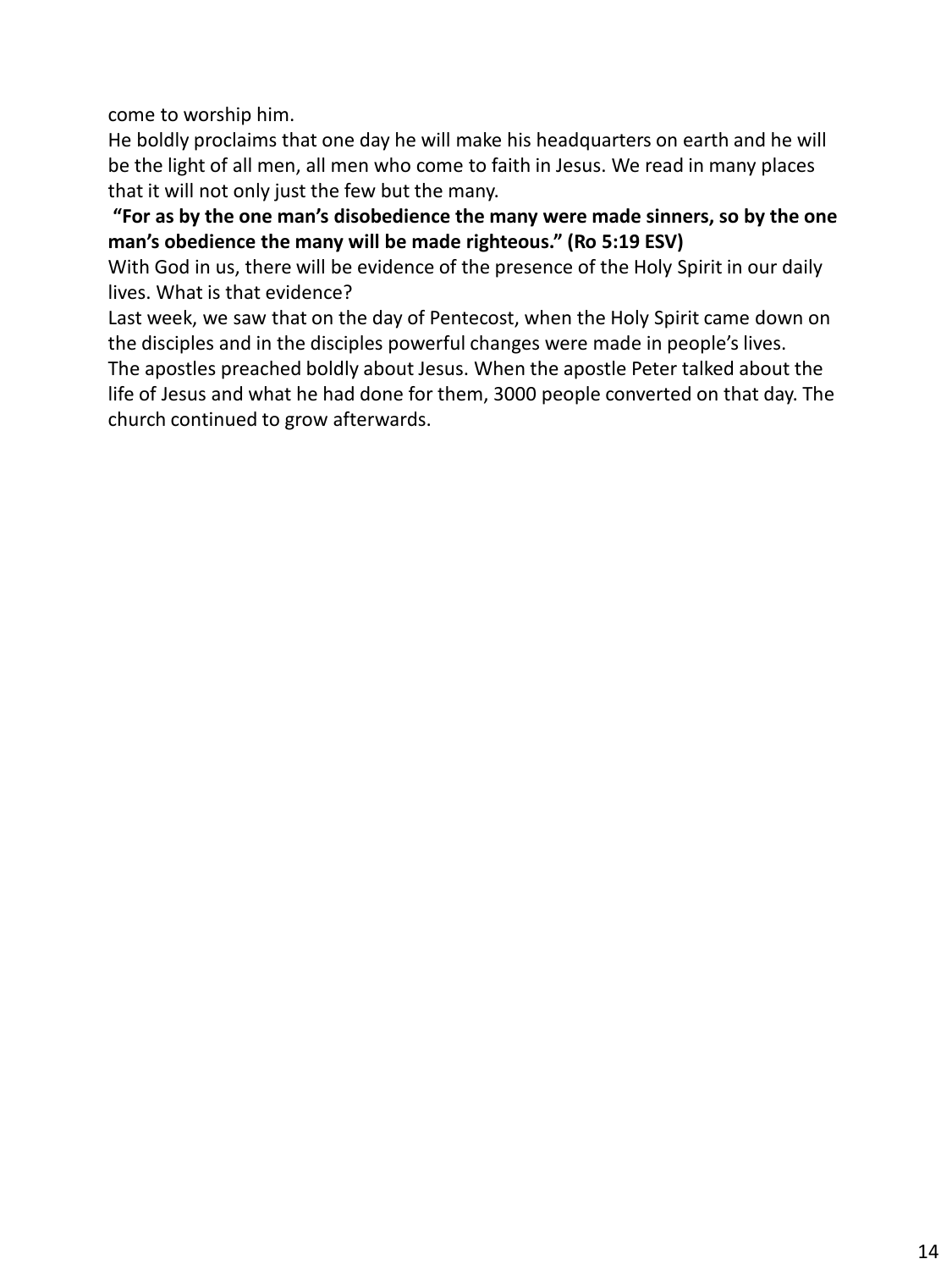come to worship him.

He boldly proclaims that one day he will make his headquarters on earth and he will be the light of all men, all men who come to faith in Jesus. We read in many places that it will not only just the few but the many.

**"For as by the one man's disobedience the many were made sinners, so by the one man's obedience the many will be made righteous." (Ro 5:19 ESV)**

With God in us, there will be evidence of the presence of the Holy Spirit in our daily lives. What is that evidence?

Last week, we saw that on the day of Pentecost, when the Holy Spirit came down on the disciples and in the disciples powerful changes were made in people's lives.

The apostles preached boldly about Jesus. When the apostle Peter talked about the life of Jesus and what he had done for them, 3000 people converted on that day. The church continued to grow afterwards.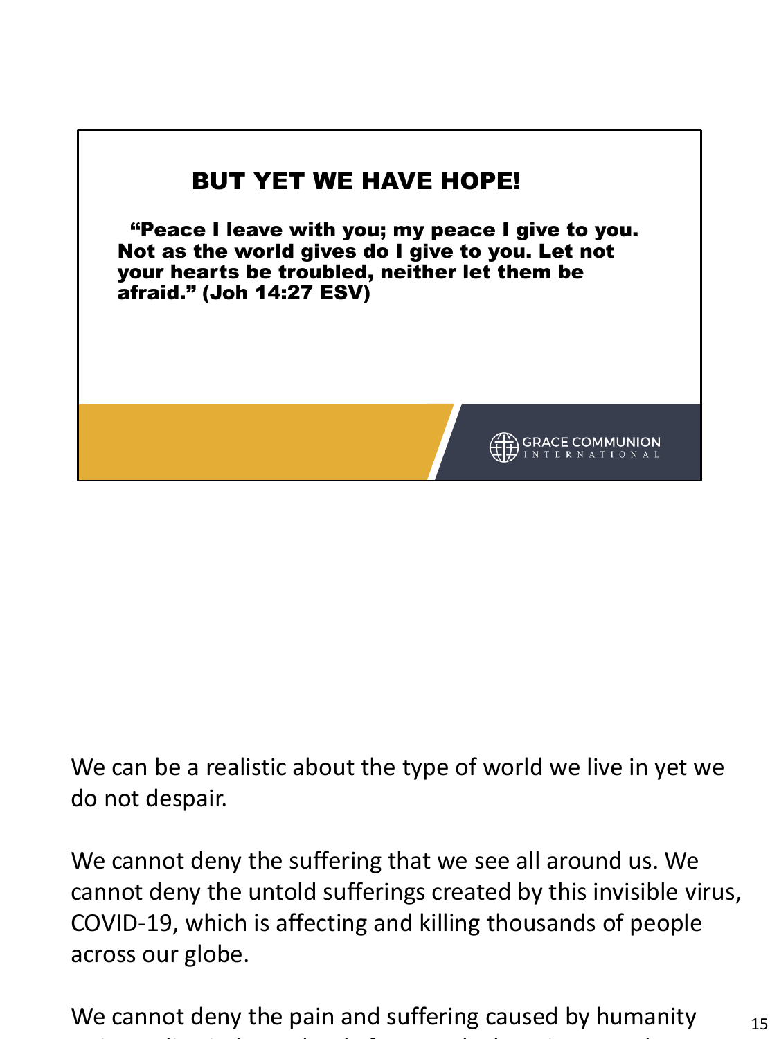## BUT YET WE HAVE HOPE!

**“Peace I leave with you; my peace I give to you. Not as the world gives do I give to you. Let not your hearts be troubled, neither let them be afraid.” (Joh 14:27 ESV)**

GRACE COMMUNION INTERNATIONAL

We can be a realistic about the type of world we live in yet we do not despair.

We cannot deny the suffering that we see all around us. We cannot deny the untold sufferings created by this invisible virus, COVID-19, which is affecting and killing thousands of people across our globe.

We cannot deny the pain and suffering caused by humanity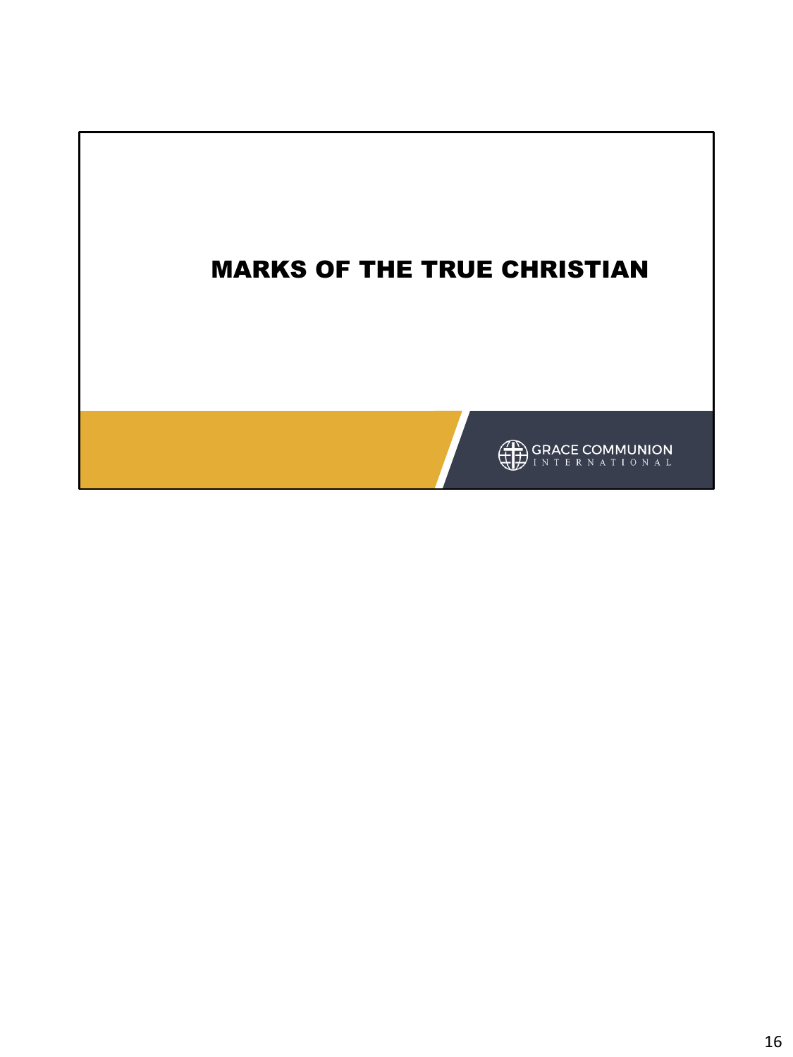# MARKS OF THE TRUE CHRISTIAN

GRACE COMMUNION INTERNATIONAL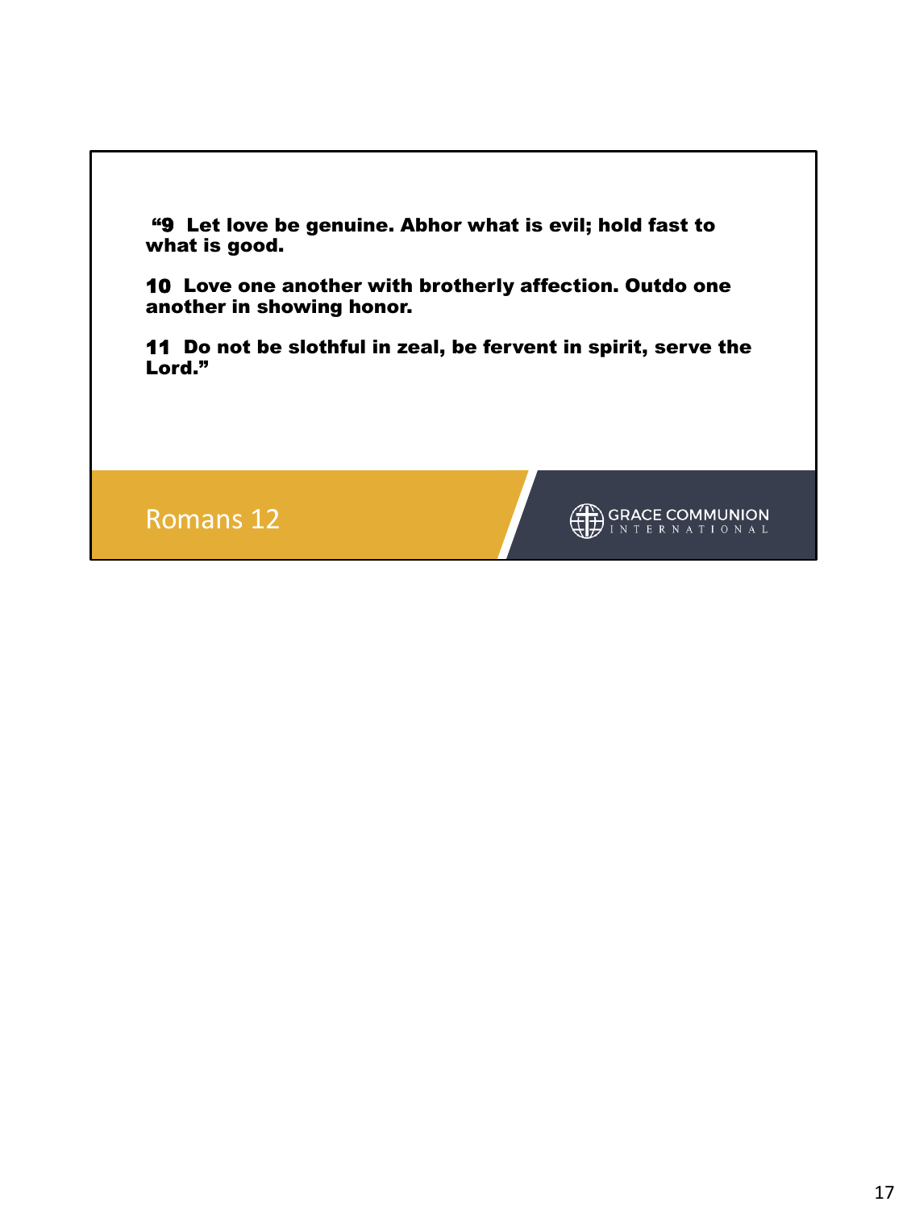**“9 Let love be genuine. Abhor what is evil; hold fast to what is good.**

**10 Love one another with brotherly affection. Outdo one another in showing honor.**

**11 Do not be slothful in zeal, be fervent in spirit, serve the Lord.”**

Romans 12

GRACE COMMUNION INTERNATIONAL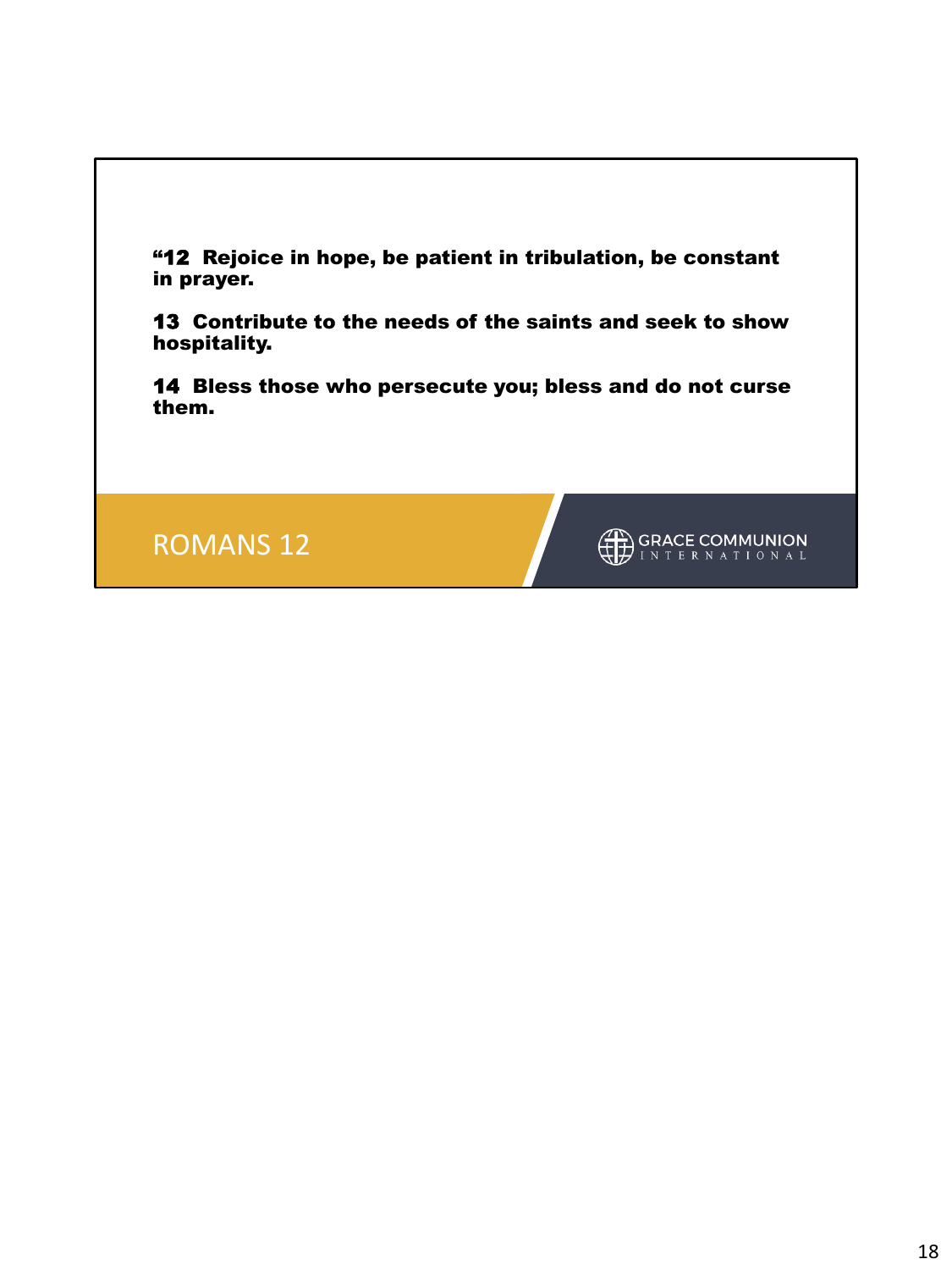**“12 Rejoice in hope, be patient in tribulation, be constant in prayer.**

**13 Contribute to the needs of the saints and seek to show hospitality.**

**14 Bless those who persecute you; bless and do not curse them.**

ROMANS 12

GRACE COMMUNION INTERNATIONAL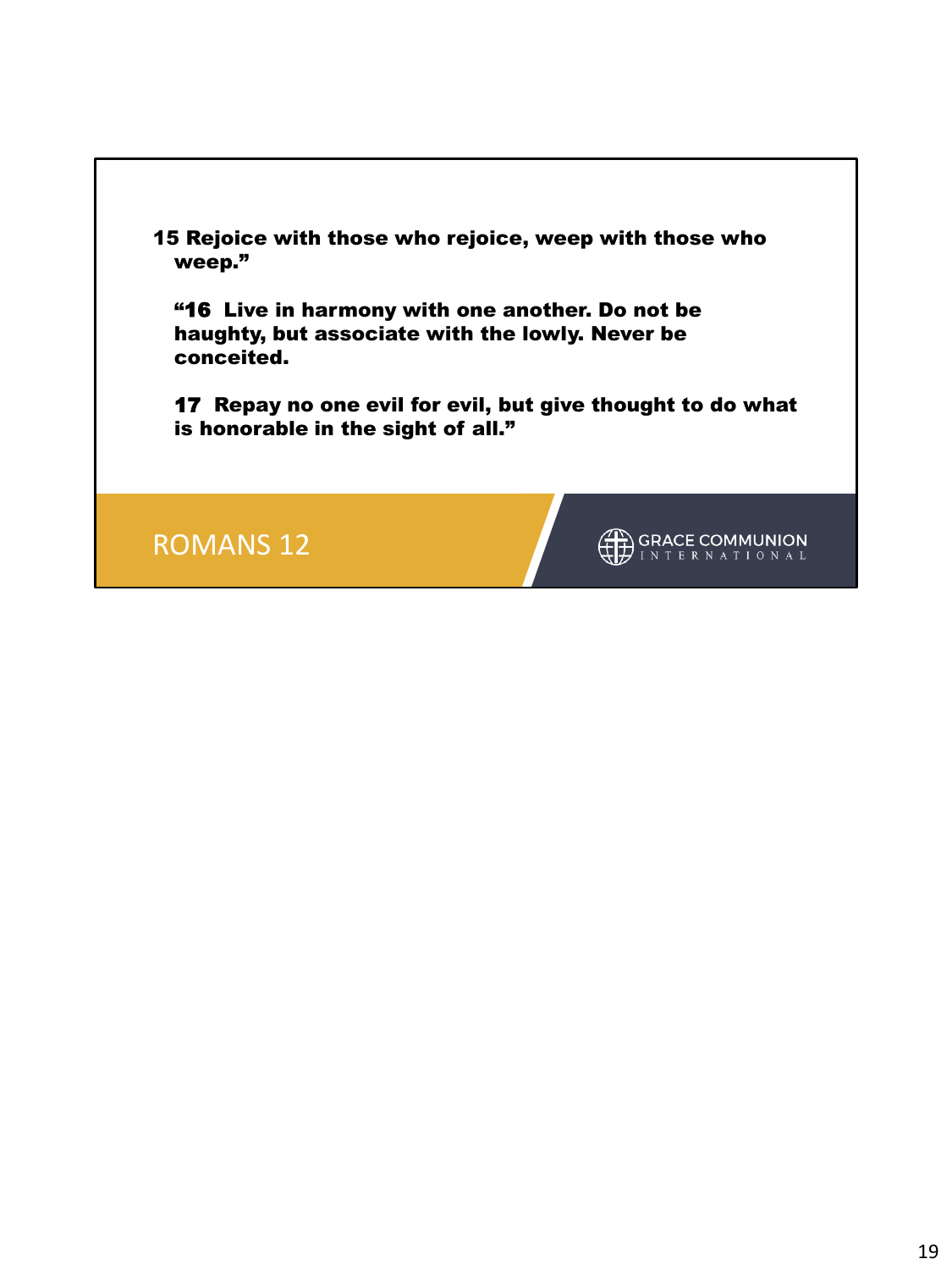**15 Rejoice with those who rejoice, weep with those who weep."**

**"16 Live in harmony with one another. Do not be haughty, but associate with the lowly. Never be conceited.**

**17 Repay no one evil for evil, but give thought to do what is honorable in the sight of all."**

## ROMANS 12

GRACE COMMUNION INTERNATIONAL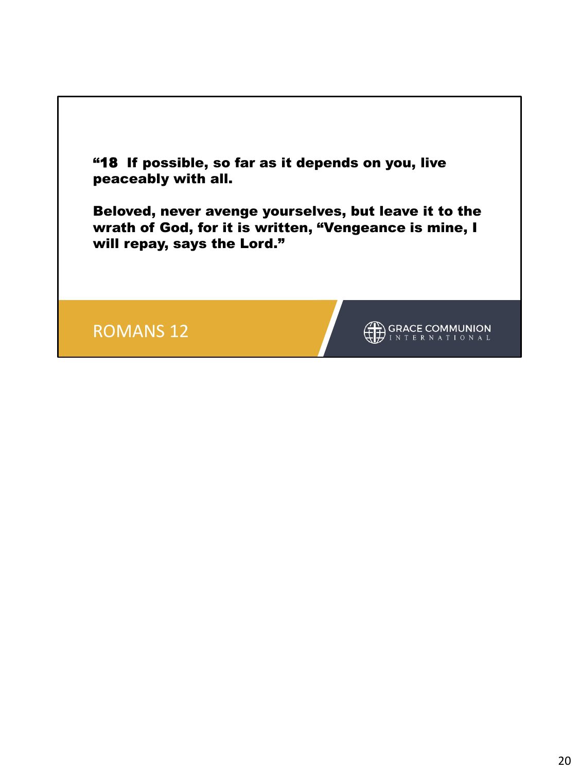**“18 If possible, so far as it depends on you, live peaceably with all.**

**Beloved, never avenge yourselves, but leave it to the wrath of God, for it is written, “Vengeance is mine, I will repay, says the Lord.”**

ROMANS 12

GRACE COMMUNION INTERNATIONAL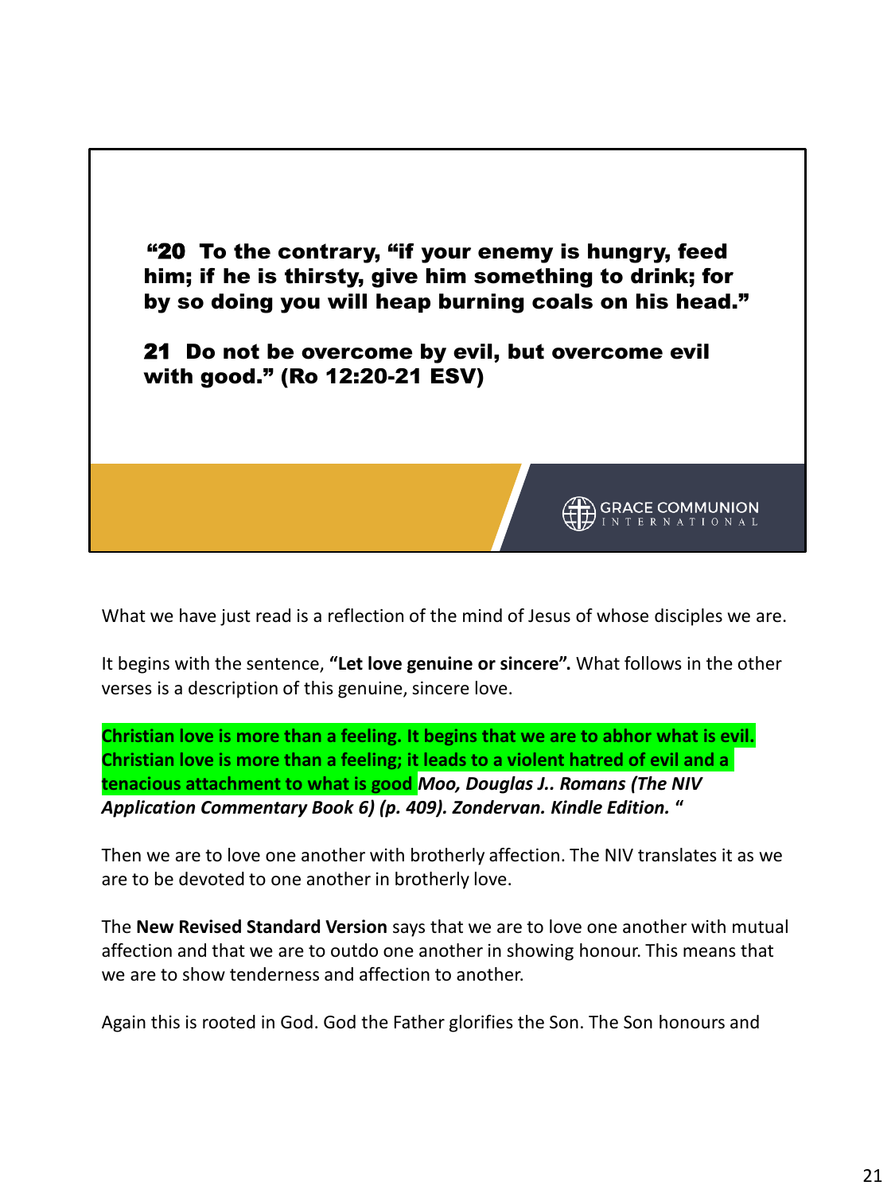**“20 To the contrary, “if your enemy is hungry, feed him; if he is thirsty, give him something to drink; for by so doing you will heap burning coals on his head.”**

**21 Do not be overcome by evil, but overcome evil with good.” (Ro 12:20-21 ESV)**

GRACE COMMUNION INTERNATIONAL

What we have just read is a reflection of the mind of Jesus of whose disciples we are.

It begins with the sentence, **“Let love genuine or sincere”.** What follows in the other verses is a description of this genuine, sincere love.

**Christian love is more than a feeling. It begins that we are to abhor what is evil. Christian love is more than a feeling; it leads to a violent hatred of evil and a tenacious attachment to what is good** ***Moo, Douglas J.. Romans (The NIV Application Commentary Book 6) (p. 409). Zondervan. Kindle Edition. “***

Then we are to love one another with brotherly affection. The NIV translates it as we are to be devoted to one another in brotherly love.

The **New Revised Standard Version** says that we are to love one another with mutual affection and that we are to outdo one another in showing honour. This means that we are to show tenderness and affection to another.

Again this is rooted in God. God the Father glorifies the Son. The Son honours and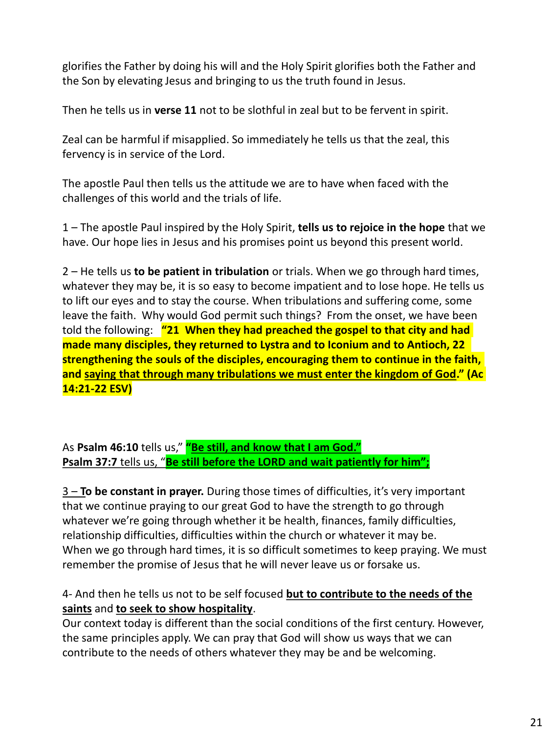glorifies the Father by doing his will and the Holy Spirit glorifies both the Father and the Son by elevating Jesus and bringing to us the truth found in Jesus.

Then he tells us in **verse 11** not to be slothful in zeal but to be fervent in spirit.

Zeal can be harmful if misapplied. So immediately he tells us that the zeal, this fervency is in service of the Lord.

The apostle Paul then tells us the attitude we are to have when faced with the challenges of this world and the trials of life.

1 – The apostle Paul inspired by the Holy Spirit, **tells us to rejoice in the hope** that we have. Our hope lies in Jesus and his promises point us beyond this present world.

2 – He tells us **to be patient in tribulation** or trials. When we go through hard times, whatever they may be, it is so easy to become impatient and to lose hope. He tells us to lift our eyes and to stay the course. When tribulations and suffering come, some leave the faith. Why would God permit such things? From the onset, we have been told the following: **"21 When they had preached the gospel to that city and had made many disciples, they returned to Lystra and to Iconium and to Antioch, 22 strengthening the souls of the disciples, encouraging them to continue in the faith, and <u>saying that through many tribulations we must enter the kingdom of God</u>." (Ac 14:21-22 ESV)**

As **Psalm 46:10** tells us," **<u>"Be still, and know that I am God."</u>**
**<u>Psalm 37:7</u>** <u>tells us, "</u>**<u>Be still before the LORD and wait patiently for him";</u>**

<u>3 – </u>**<u>T</u>o be constant in prayer.** During those times of difficulties, it's very important that we continue praying to our great God to have the strength to go through whatever we're going through whether it be health, finances, family difficulties, relationship difficulties, difficulties within the church or whatever it may be. When we go through hard times, it is so difficult sometimes to keep praying. We must remember the promise of Jesus that he will never leave us or forsake us.

4- And then he tells us not to be self focused **<u>but to contribute to the needs of the saints</u>** and **<u>to seek to show hospitality</u>**.
Our context today is different than the social conditions of the first century. However, the same principles apply. We can pray that God will show us ways that we can contribute to the needs of others whatever they may be and be welcoming.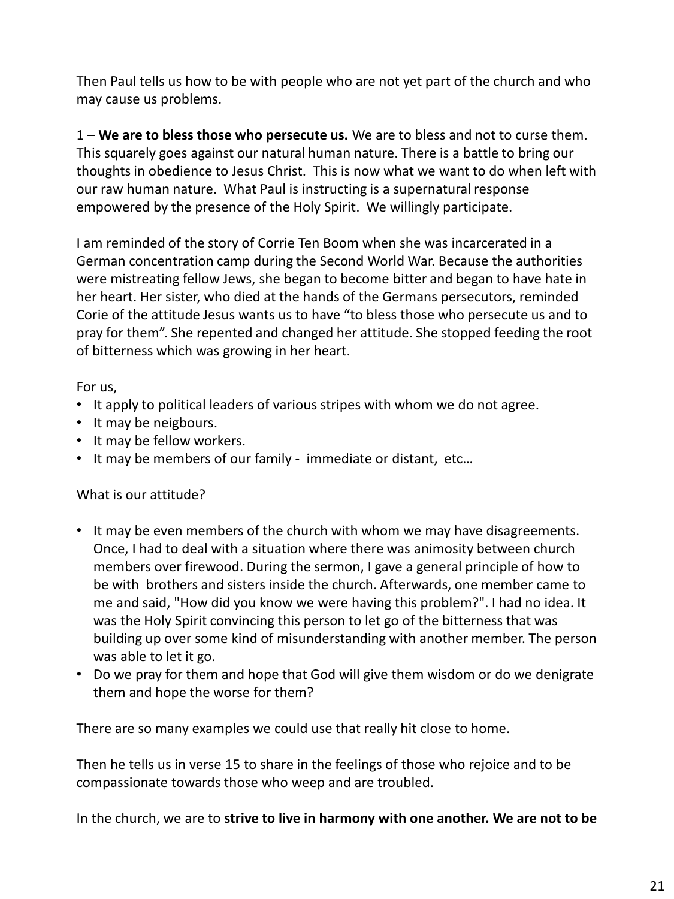Then Paul tells us how to be with people who are not yet part of the church and who may cause us problems.

1 – **We are to bless those who persecute us.** We are to bless and not to curse them. This squarely goes against our natural human nature. There is a battle to bring our thoughts in obedience to Jesus Christ. This is now what we want to do when left with our raw human nature. What Paul is instructing is a supernatural response empowered by the presence of the Holy Spirit. We willingly participate.

I am reminded of the story of Corrie Ten Boom when she was incarcerated in a German concentration camp during the Second World War. Because the authorities were mistreating fellow Jews, she began to become bitter and began to have hate in her heart. Her sister, who died at the hands of the Germans persecutors, reminded Corie of the attitude Jesus wants us to have "to bless those who persecute us and to pray for them". She repented and changed her attitude. She stopped feeding the root of bitterness which was growing in her heart.

For us,

- It apply to political leaders of various stripes with whom we do not agree.
- It may be neigbours.
- It may be fellow workers.
- It may be members of our family - immediate or distant, etc…

What is our attitude?

- It may be even members of the church with whom we may have disagreements. Once, I had to deal with a situation where there was animosity between church members over firewood. During the sermon, I gave a general principle of how to be with brothers and sisters inside the church. Afterwards, one member came to me and said, "How did you know we were having this problem?". I had no idea. It was the Holy Spirit convincing this person to let go of the bitterness that was building up over some kind of misunderstanding with another member. The person was able to let it go.
- Do we pray for them and hope that God will give them wisdom or do we denigrate them and hope the worse for them?

There are so many examples we could use that really hit close to home.

Then he tells us in verse 15 to share in the feelings of those who rejoice and to be compassionate towards those who weep and are troubled.

In the church, we are to **strive to live in harmony with one another. We are not to be**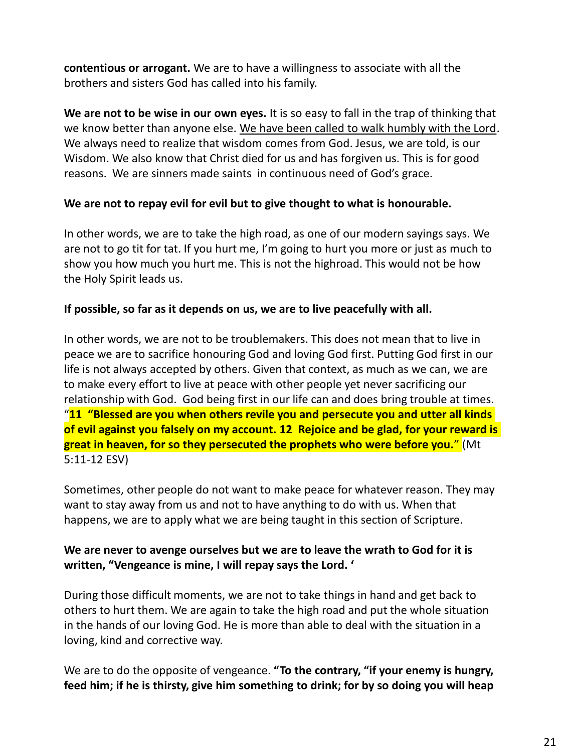**contentious or arrogant.** We are to have a willingness to associate with all the brothers and sisters God has called into his family.

**We are not to be wise in our own eyes.** It is so easy to fall in the trap of thinking that we know better than anyone else. <u>We have been called to walk humbly with the Lord</u>. We always need to realize that wisdom comes from God. Jesus, we are told, is our Wisdom. We also know that Christ died for us and has forgiven us. This is for good reasons. We are sinners made saints in continuous need of God's grace.

**We are not to repay evil for evil but to give thought to what is honourable.**

In other words, we are to take the high road, as one of our modern sayings says. We are not to go tit for tat. If you hurt me, I'm going to hurt you more or just as much to show you how much you hurt me. This is not the highroad. This would not be how the Holy Spirit leads us.

**If possible, so far as it depends on us, we are to live peacefully with all.**

In other words, we are not to be troublemakers. This does not mean that to live in peace we are to sacrifice honouring God and loving God first. Putting God first in our life is not always accepted by others. Given that context, as much as we can, we are to make every effort to live at peace with other people yet never sacrificing our relationship with God. God being first in our life can and does bring trouble at times. "**11 "Blessed are you when others revile you and persecute you and utter all kinds of evil against you falsely on my account. 12 Rejoice and be glad, for your reward is great in heaven, for so they persecuted the prophets who were before you.**" (Mt 5:11-12 ESV)

Sometimes, other people do not want to make peace for whatever reason. They may want to stay away from us and not to have anything to do with us. When that happens, we are to apply what we are being taught in this section of Scripture.

**We are never to avenge ourselves but we are to leave the wrath to God for it is written, "Vengeance is mine, I will repay says the Lord. '**

During those difficult moments, we are not to take things in hand and get back to others to hurt them. We are again to take the high road and put the whole situation in the hands of our loving God. He is more than able to deal with the situation in a loving, kind and corrective way.

We are to do the opposite of vengeance. **"To the contrary, "if your enemy is hungry, feed him; if he is thirsty, give him something to drink; for by so doing you will heap**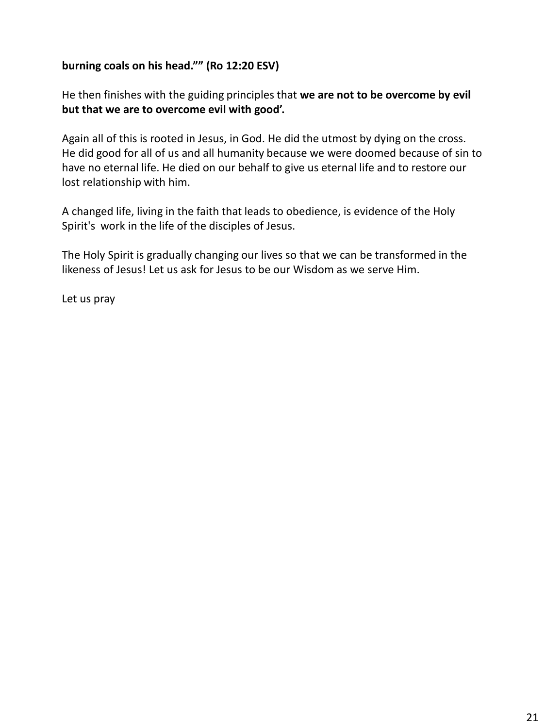**burning coals on his head."" (Ro 12:20 ESV)**

He then finishes with the guiding principles that **we are not to be overcome by evil but that we are to overcome evil with good'.**

Again all of this is rooted in Jesus, in God. He did the utmost by dying on the cross. He did good for all of us and all humanity because we were doomed because of sin to have no eternal life. He died on our behalf to give us eternal life and to restore our lost relationship with him.

A changed life, living in the faith that leads to obedience, is evidence of the Holy Spirit's work in the life of the disciples of Jesus.

The Holy Spirit is gradually changing our lives so that we can be transformed in the likeness of Jesus! Let us ask for Jesus to be our Wisdom as we serve Him.

Let us pray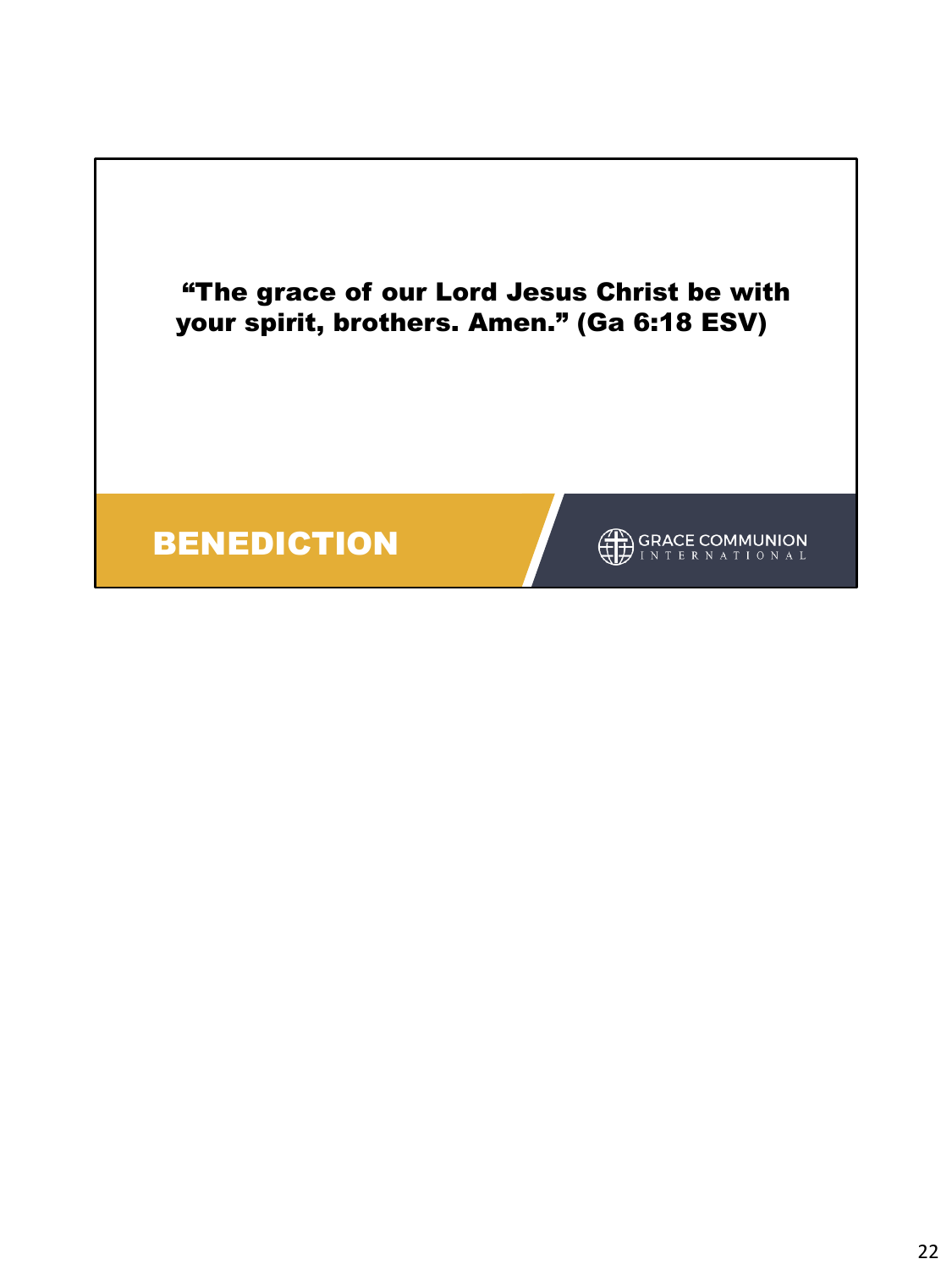"The grace of our Lord Jesus Christ be with your spirit, brothers. Amen." (Ga 6:18 ESV)

## BENEDICTION

GRACE COMMUNION INTERNATIONAL